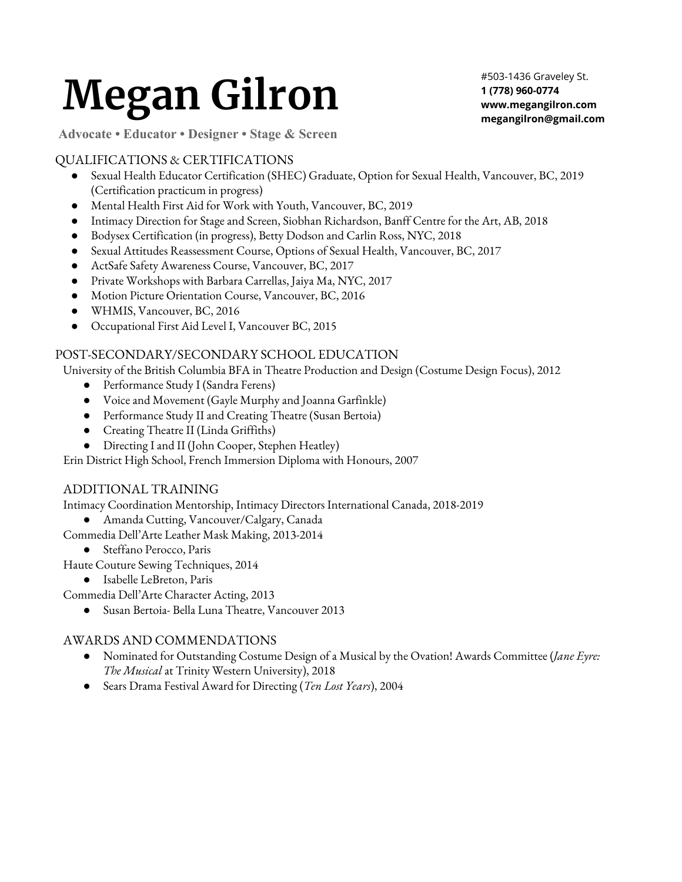# Megan Gilron

#503-1436 Graveley St.
**1 (778) 960-0774**
**www.megangilron.com**
**megangilron@gmail.com**

**Advocate • Educator • Designer • Stage & Screen**

## QUALIFICATIONS & CERTIFICATIONS

- Sexual Health Educator Certification (SHEC) Graduate, Option for Sexual Health, Vancouver, BC, 2019 (Certification practicum in progress)
- Mental Health First Aid for Work with Youth, Vancouver, BC, 2019
- Intimacy Direction for Stage and Screen, Siobhan Richardson, Banff Centre for the Art, AB, 2018
- Bodysex Certification (in progress), Betty Dodson and Carlin Ross, NYC, 2018
- Sexual Attitudes Reassessment Course, Options of Sexual Health, Vancouver, BC, 2017
- ActSafe Safety Awareness Course, Vancouver, BC, 2017
- Private Workshops with Barbara Carrellas, Jaiya Ma, NYC, 2017
- Motion Picture Orientation Course, Vancouver, BC, 2016
- WHMIS, Vancouver, BC, 2016
- Occupational First Aid Level I, Vancouver BC, 2015

## POST-SECONDARY/SECONDARY SCHOOL EDUCATION

University of the British Columbia BFA in Theatre Production and Design (Costume Design Focus), 2012

- Performance Study I (Sandra Ferens)
- Voice and Movement (Gayle Murphy and Joanna Garfinkle)
- Performance Study II and Creating Theatre (Susan Bertoia)
- Creating Theatre II (Linda Griffiths)
- Directing I and II (John Cooper, Stephen Heatley)

Erin District High School, French Immersion Diploma with Honours, 2007

## ADDITIONAL TRAINING

Intimacy Coordination Mentorship, Intimacy Directors International Canada, 2018-2019

- Amanda Cutting, Vancouver/Calgary, Canada

Commedia Dell'Arte Leather Mask Making, 2013-2014

- Steffano Perocco, Paris

Haute Couture Sewing Techniques, 2014

- Isabelle LeBreton, Paris

Commedia Dell'Arte Character Acting, 2013

- Susan Bertoia- Bella Luna Theatre, Vancouver 2013

## AWARDS AND COMMENDATIONS

- Nominated for Outstanding Costume Design of a Musical by the Ovation! Awards Committee (*Jane Eyre: The Musical* at Trinity Western University), 2018
- Sears Drama Festival Award for Directing (*Ten Lost Years*), 2004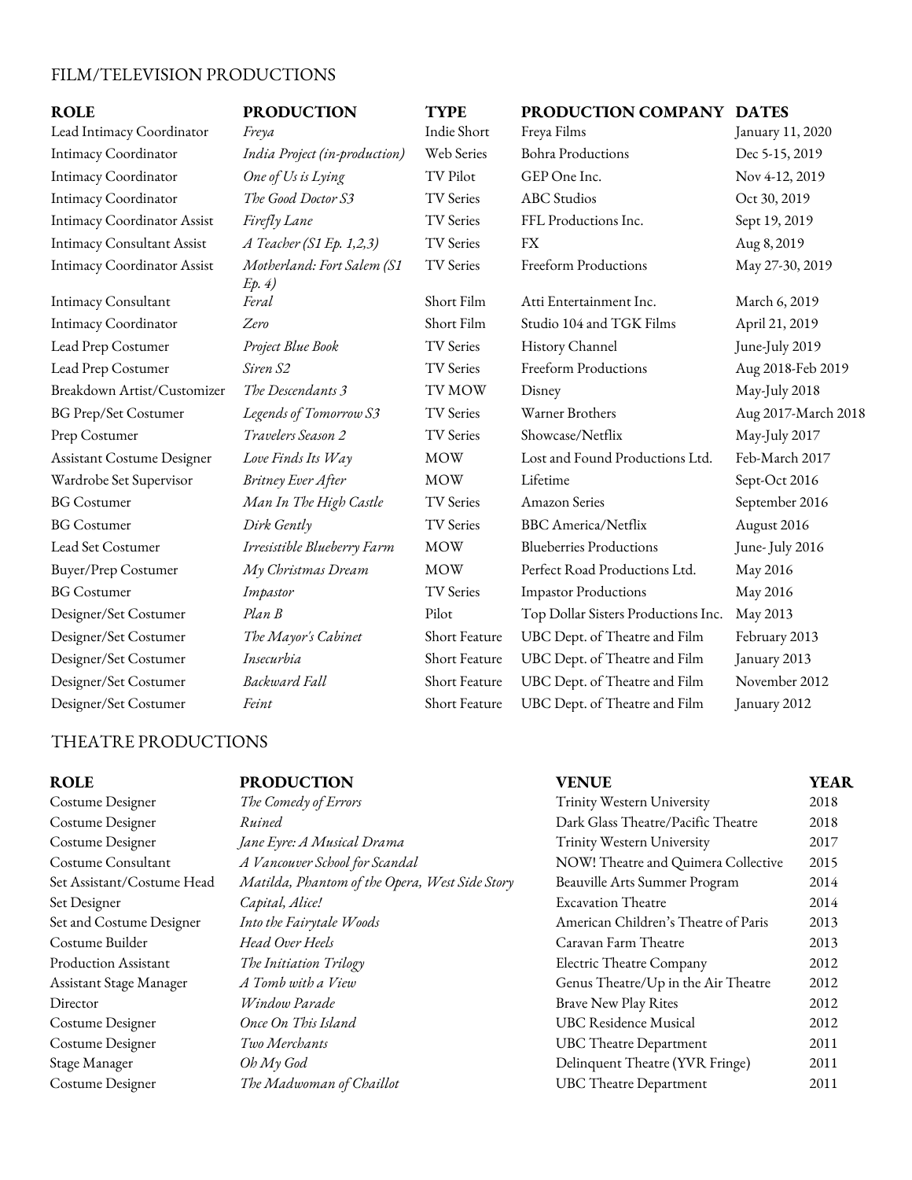## FILM/TELEVISION PRODUCTIONS

| ROLE | PRODUCTION | TYPE | PRODUCTION COMPANY | DATES |
|---|---|---|---|---|
| Lead Intimacy Coordinator | *Freya* | Indie Short | Freya Films | January 11, 2020 |
| Intimacy Coordinator | *India Project (in-production)* | Web Series | Bohra Productions | Dec 5-15, 2019 |
| Intimacy Coordinator | *One of Us is Lying* | TV Pilot | GEP One Inc. | Nov 4-12, 2019 |
| Intimacy Coordinator | *The Good Doctor S3* | TV Series | ABC Studios | Oct 30, 2019 |
| Intimacy Coordinator Assist | *Firefly Lane* | TV Series | FFL Productions Inc. | Sept 19, 2019 |
| Intimacy Consultant Assist | *A Teacher (S1 Ep. 1,2,3)* | TV Series | FX | Aug 8, 2019 |
| Intimacy Coordinator Assist | *Motherland: Fort Salem (S1 Ep. 4)* | TV Series | Freeform Productions | May 27-30, 2019 |
| Intimacy Consultant | *Feral* | Short Film | Atti Entertainment Inc. | March 6, 2019 |
| Intimacy Coordinator | *Zero* | Short Film | Studio 104 and TGK Films | April 21, 2019 |
| Lead Prep Costumer | *Project Blue Book* | TV Series | History Channel | June-July 2019 |
| Lead Prep Costumer | *Siren S2* | TV Series | Freeform Productions | Aug 2018-Feb 2019 |
| Breakdown Artist/Customizer | *The Descendants 3* | TV MOW | Disney | May-July 2018 |
| BG Prep/Set Costumer | *Legends of Tomorrow S3* | TV Series | Warner Brothers | Aug 2017-March 2018 |
| Prep Costumer | *Travelers Season 2* | TV Series | Showcase/Netflix | May-July 2017 |
| Assistant Costume Designer | *Love Finds Its Way* | MOW | Lost and Found Productions Ltd. | Feb-March 2017 |
| Wardrobe Set Supervisor | *Britney Ever After* | MOW | Lifetime | Sept-Oct 2016 |
| BG Costumer | *Man In The High Castle* | TV Series | Amazon Series | September 2016 |
| BG Costumer | *Dirk Gently* | TV Series | BBC America/Netflix | August 2016 |
| Lead Set Costumer | *Irresistible Blueberry Farm* | MOW | Blueberries Productions | June- July 2016 |
| Buyer/Prep Costumer | *My Christmas Dream* | MOW | Perfect Road Productions Ltd. | May 2016 |
| BG Costumer | *Impastor* | TV Series | Impastor Productions | May 2016 |
| Designer/Set Costumer | *Plan B* | Pilot | Top Dollar Sisters Productions Inc. | May 2013 |
| Designer/Set Costumer | *The Mayor's Cabinet* | Short Feature | UBC Dept. of Theatre and Film | February 2013 |
| Designer/Set Costumer | *Insecurbia* | Short Feature | UBC Dept. of Theatre and Film | January 2013 |
| Designer/Set Costumer | *Backward Fall* | Short Feature | UBC Dept. of Theatre and Film | November 2012 |
| Designer/Set Costumer | *Feint* | Short Feature | UBC Dept. of Theatre and Film | January 2012 |

## THEATRE PRODUCTIONS

| ROLE | PRODUCTION | VENUE | YEAR |
|---|---|---|---|
| Costume Designer | *The Comedy of Errors* | Trinity Western University | 2018 |
| Costume Designer | *Ruined* | Dark Glass Theatre/Pacific Theatre | 2018 |
| Costume Designer | *Jane Eyre: A Musical Drama* | Trinity Western University | 2017 |
| Costume Consultant | *A Vancouver School for Scandal* | NOW! Theatre and Quimera Collective | 2015 |
| Set Assistant/Costume Head | *Matilda, Phantom of the Opera, West Side Story* | Beauville Arts Summer Program | 2014 |
| Set Designer | *Capital, Alice!* | Excavation Theatre | 2014 |
| Set and Costume Designer | *Into the Fairytale Woods* | American Children's Theatre of Paris | 2013 |
| Costume Builder | *Head Over Heels* | Caravan Farm Theatre | 2013 |
| Production Assistant | *The Initiation Trilogy* | Electric Theatre Company | 2012 |
| Assistant Stage Manager | *A Tomb with a View* | Genus Theatre/Up in the Air Theatre | 2012 |
| Director | *Window Parade* | Brave New Play Rites | 2012 |
| Costume Designer | *Once On This Island* | UBC Residence Musical | 2012 |
| Costume Designer | *Two Merchants* | UBC Theatre Department | 2011 |
| Stage Manager | *Oh My God* | Delinquent Theatre (YVR Fringe) | 2011 |
| Costume Designer | *The Madwoman of Chaillot* | UBC Theatre Department | 2011 |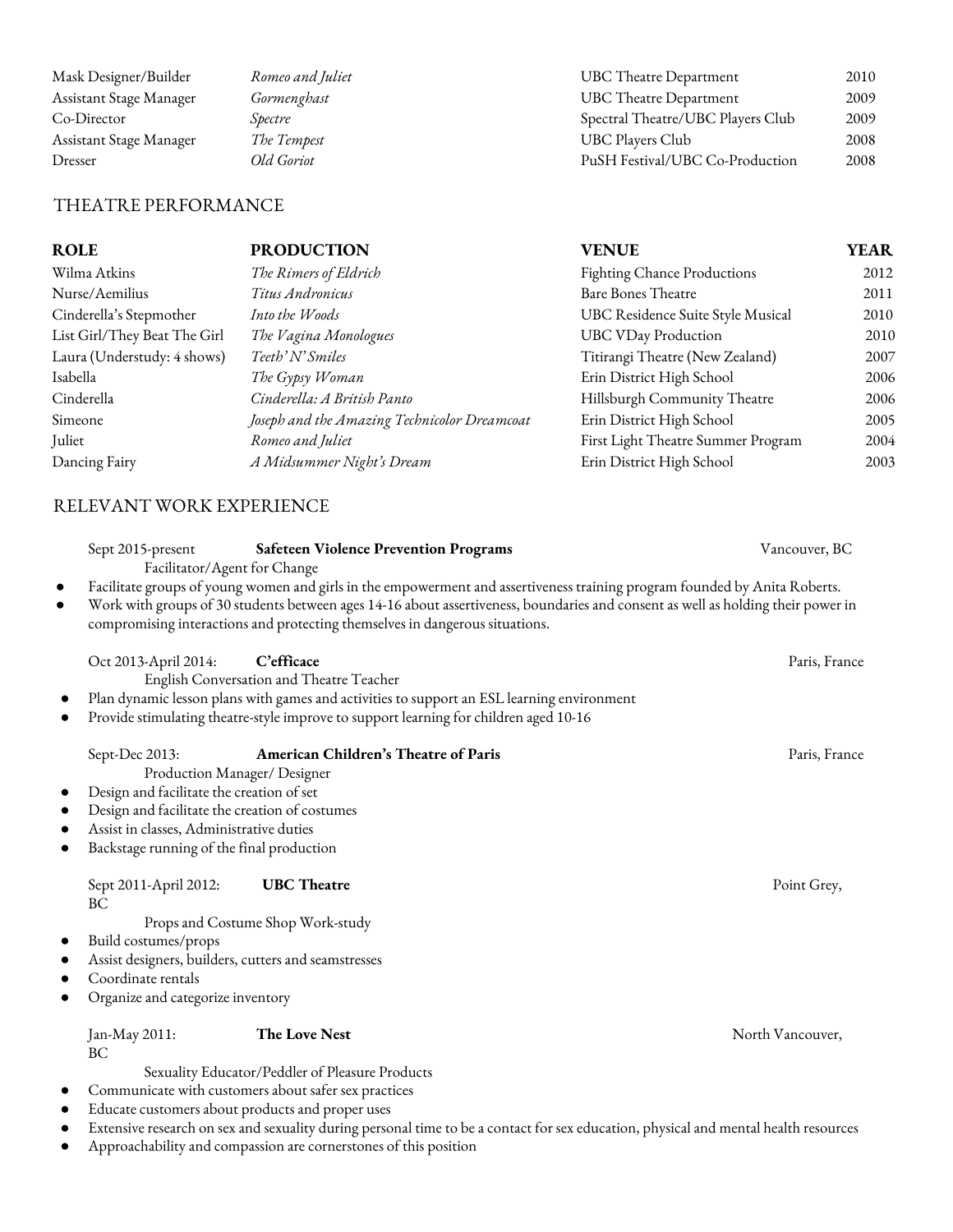| | | | |
|---|---|---|---|
| Mask Designer/Builder | *Romeo and Juliet* | UBC Theatre Department | 2010 |
| Assistant Stage Manager | *Gormenghast* | UBC Theatre Department | 2009 |
| Co-Director | *Spectre* | Spectral Theatre/UBC Players Club | 2009 |
| Assistant Stage Manager | *The Tempest* | UBC Players Club | 2008 |
| Dresser | *Old Goriot* | PuSH Festival/UBC Co-Production | 2008 |

## THEATRE PERFORMANCE

| **ROLE** | **PRODUCTION** | **VENUE** | **YEAR** |
|---|---|---|---|
| Wilma Atkins | *The Rimers of Eldrich* | Fighting Chance Productions | 2012 |
| Nurse/Aemilius | *Titus Andronicus* | Bare Bones Theatre | 2011 |
| Cinderella's Stepmother | *Into the Woods* | UBC Residence Suite Style Musical | 2010 |
| List Girl/They Beat The Girl | *The Vagina Monologues* | UBC VDay Production | 2010 |
| Laura (Understudy: 4 shows) | *Teeth' N' Smiles* | Titirangi Theatre (New Zealand) | 2007 |
| Isabella | *The Gypsy Woman* | Erin District High School | 2006 |
| Cinderella | *Cinderella: A British Panto* | Hillsburgh Community Theatre | 2006 |
| Simeone | *Joseph and the Amazing Technicolor Dreamcoat* | Erin District High School | 2005 |
| Juliet | *Romeo and Juliet* | First Light Theatre Summer Program | 2004 |
| Dancing Fairy | *A Midsummer Night's Dream* | Erin District High School | 2003 |

## RELEVANT WORK EXPERIENCE

Sept 2015-present **Safeteen Violence Prevention Programs** Vancouver, BC

Facilitator/Agent for Change

- Facilitate groups of young women and girls in the empowerment and assertiveness training program founded by Anita Roberts.
- Work with groups of 30 students between ages 14-16 about assertiveness, boundaries and consent as well as holding their power in compromising interactions and protecting themselves in dangerous situations.

Oct 2013-April 2014: **C'efficace** Paris, France

English Conversation and Theatre Teacher

- Plan dynamic lesson plans with games and activities to support an ESL learning environment
- Provide stimulating theatre-style improve to support learning for children aged 10-16

Sept-Dec 2013: **American Children's Theatre of Paris** Paris, France

Production Manager/ Designer

- Design and facilitate the creation of set
- Design and facilitate the creation of costumes
- Assist in classes, Administrative duties
- Backstage running of the final production

Sept 2011-April 2012: **UBC Theatre** Point Grey, BC

Props and Costume Shop Work-study

- Build costumes/props
- Assist designers, builders, cutters and seamstresses
- Coordinate rentals
- Organize and categorize inventory

Jan-May 2011: **The Love Nest** North Vancouver, BC

Sexuality Educator/Peddler of Pleasure Products

- Communicate with customers about safer sex practices
- Educate customers about products and proper uses
- Extensive research on sex and sexuality during personal time to be a contact for sex education, physical and mental health resources
- Approachability and compassion are cornerstones of this position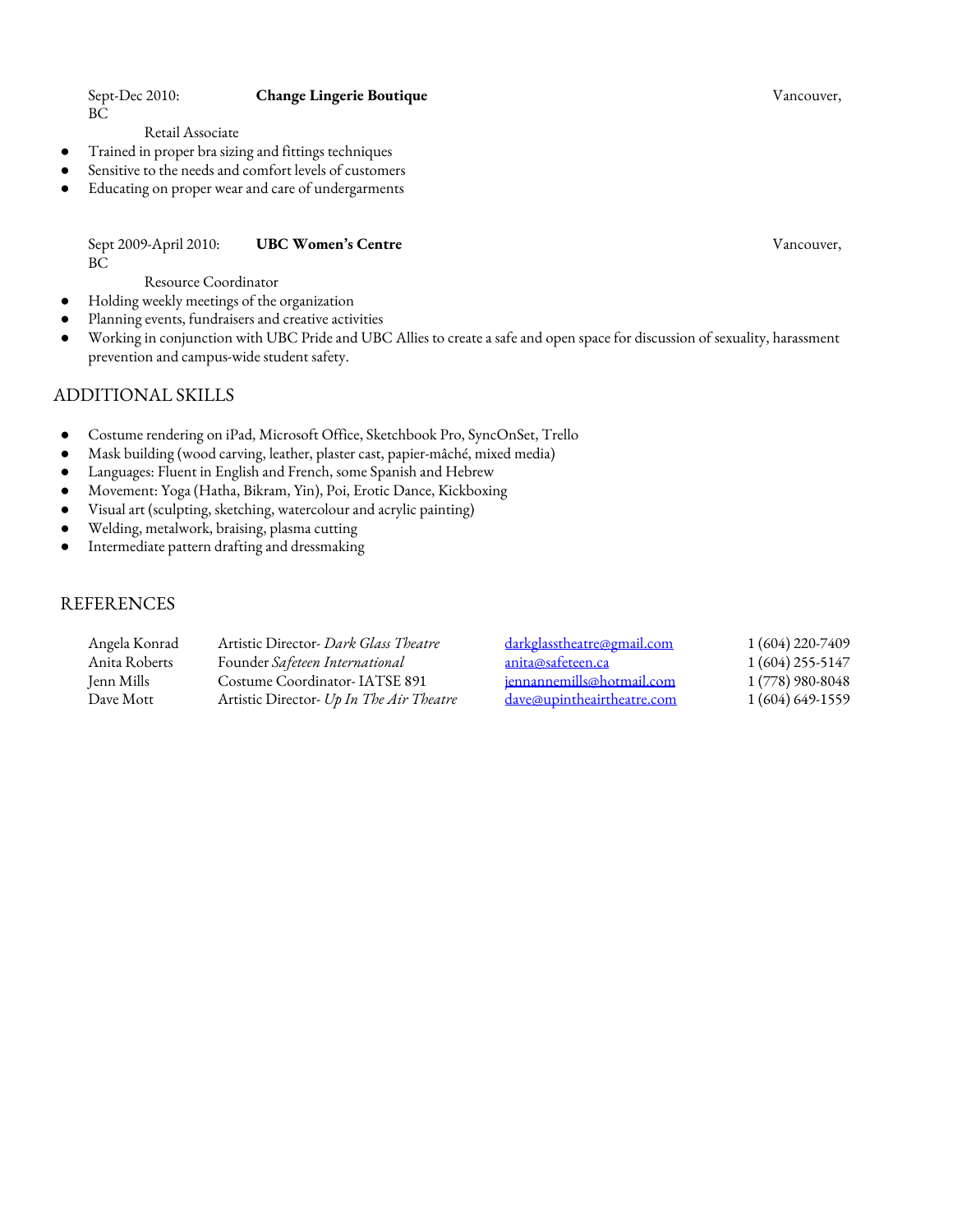Sept-Dec 2010: **Change Lingerie Boutique** Vancouver, BC

Retail Associate

- Trained in proper bra sizing and fittings techniques
- Sensitive to the needs and comfort levels of customers
- Educating on proper wear and care of undergarments

Sept 2009-April 2010: **UBC Women's Centre** Vancouver, BC

Resource Coordinator

- Holding weekly meetings of the organization
- Planning events, fundraisers and creative activities
- Working in conjunction with UBC Pride and UBC Allies to create a safe and open space for discussion of sexuality, harassment prevention and campus-wide student safety.

## ADDITIONAL SKILLS

- Costume rendering on iPad, Microsoft Office, Sketchbook Pro, SyncOnSet, Trello
- Mask building (wood carving, leather, plaster cast, papier-mâché, mixed media)
- Languages: Fluent in English and French, some Spanish and Hebrew
- Movement: Yoga (Hatha, Bikram, Yin), Poi, Erotic Dance, Kickboxing
- Visual art (sculpting, sketching, watercolour and acrylic painting)
- Welding, metalwork, braising, plasma cutting
- Intermediate pattern drafting and dressmaking

## REFERENCES

| | | | |
|---|---|---|---|
| Angela Konrad | Artistic Director- *Dark Glass Theatre* | darkglasstheatre@gmail.com | 1 (604) 220-7409 |
| Anita Roberts | Founder *Safeteen International* | anita@safeteen.ca | 1 (604) 255-5147 |
| Jenn Mills | Costume Coordinator- IATSE 891 | jennannemills@hotmail.com | 1 (778) 980-8048 |
| Dave Mott | Artistic Director- *Up In The Air Theatre* | dave@upintheairtheatre.com | 1 (604) 649-1559 |